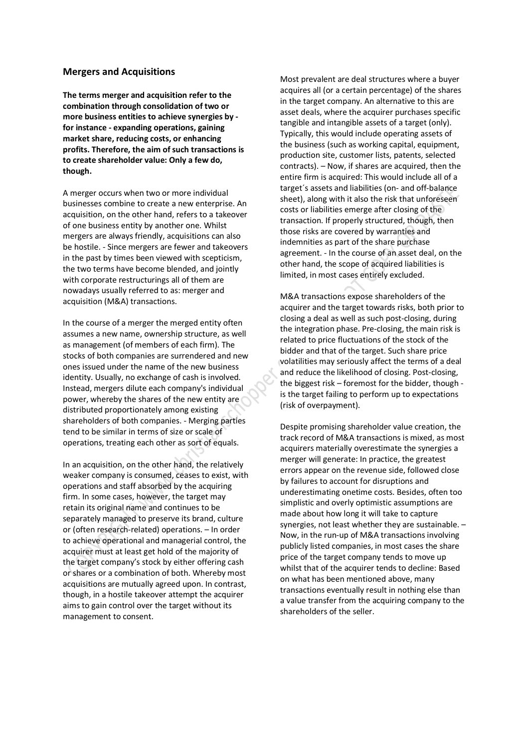## Mergers and Acquisitions

**The terms merger and acquisition refer to the combination through consolidation of two or more business entities to achieve synergies by - for instance - expanding operations, gaining market share, reducing costs, or enhancing profits. Therefore, the aim of such transactions is to create shareholder value: Only a few do, though.**

A merger occurs when two or more individual businesses combine to create a new enterprise. An acquisition, on the other hand, refers to a takeover of one business entity by another one. Whilst mergers are always friendly, acquisitions can also be hostile. - Since mergers are fewer and takeovers in the past by times been viewed with scepticism, the two terms have become blended, and jointly with corporate restructurings all of them are nowadays usually referred to as: merger and acquisition (M&A) transactions.

In the course of a merger the merged entity often assumes a new name, ownership structure, as well as management (of members of each firm). The stocks of both companies are surrendered and new ones issued under the name of the new business identity. Usually, no exchange of cash is involved. Instead, mergers dilute each company's individual power, whereby the shares of the new entity are distributed proportionately among existing shareholders of both companies. - Merging parties tend to be similar in terms of size or scale of operations, treating each other as sort of equals.

In an acquisition, on the other hand, the relatively weaker company is consumed, ceases to exist, with operations and staff absorbed by the acquiring firm. In some cases, however, the target may retain its original name and continues to be separately managed to preserve its brand, culture or (often research-related) operations. – In order to achieve operational and managerial control, the acquirer must at least get hold of the majority of the target company's stock by either offering cash or shares or a combination of both. Whereby most acquisitions are mutually agreed upon. In contrast, though, in a hostile takeover attempt the acquirer aims to gain control over the target without its management to consent.

Most prevalent are deal structures where a buyer acquires all (or a certain percentage) of the shares in the target company. An alternative to this are asset deals, where the acquirer purchases specific tangible and intangible assets of a target (only). Typically, this would include operating assets of the business (such as working capital, equipment, production site, customer lists, patents, selected contracts). – Now, if shares are acquired, then the entire firm is acquired: This would include all of a target´s assets and liabilities (on- and off-balance sheet), along with it also the risk that unforeseen costs or liabilities emerge after closing of the transaction. If properly structured, though, then those risks are covered by warranties and indemnities as part of the share purchase agreement. - In the course of an asset deal, on the other hand, the scope of acquired liabilities is limited, in most cases entirely excluded.

M&A transactions expose shareholders of the acquirer and the target towards risks, both prior to closing a deal as well as such post-closing, during the integration phase. Pre-closing, the main risk is related to price fluctuations of the stock of the bidder and that of the target. Such share price volatilities may seriously affect the terms of a deal and reduce the likelihood of closing. Post-closing, the biggest risk – foremost for the bidder, though - is the target failing to perform up to expectations (risk of overpayment).

Despite promising shareholder value creation, the track record of M&A transactions is mixed, as most acquirers materially overestimate the synergies a merger will generate: In practice, the greatest errors appear on the revenue side, followed close by failures to account for disruptions and underestimating onetime costs. Besides, often too simplistic and overly optimistic assumptions are made about how long it will take to capture synergies, not least whether they are sustainable. – Now, in the run-up of M&A transactions involving publicly listed companies, in most cases the share price of the target company tends to move up whilst that of the acquirer tends to decline: Based on what has been mentioned above, many transactions eventually result in nothing else than a value transfer from the acquiring company to the shareholders of the seller.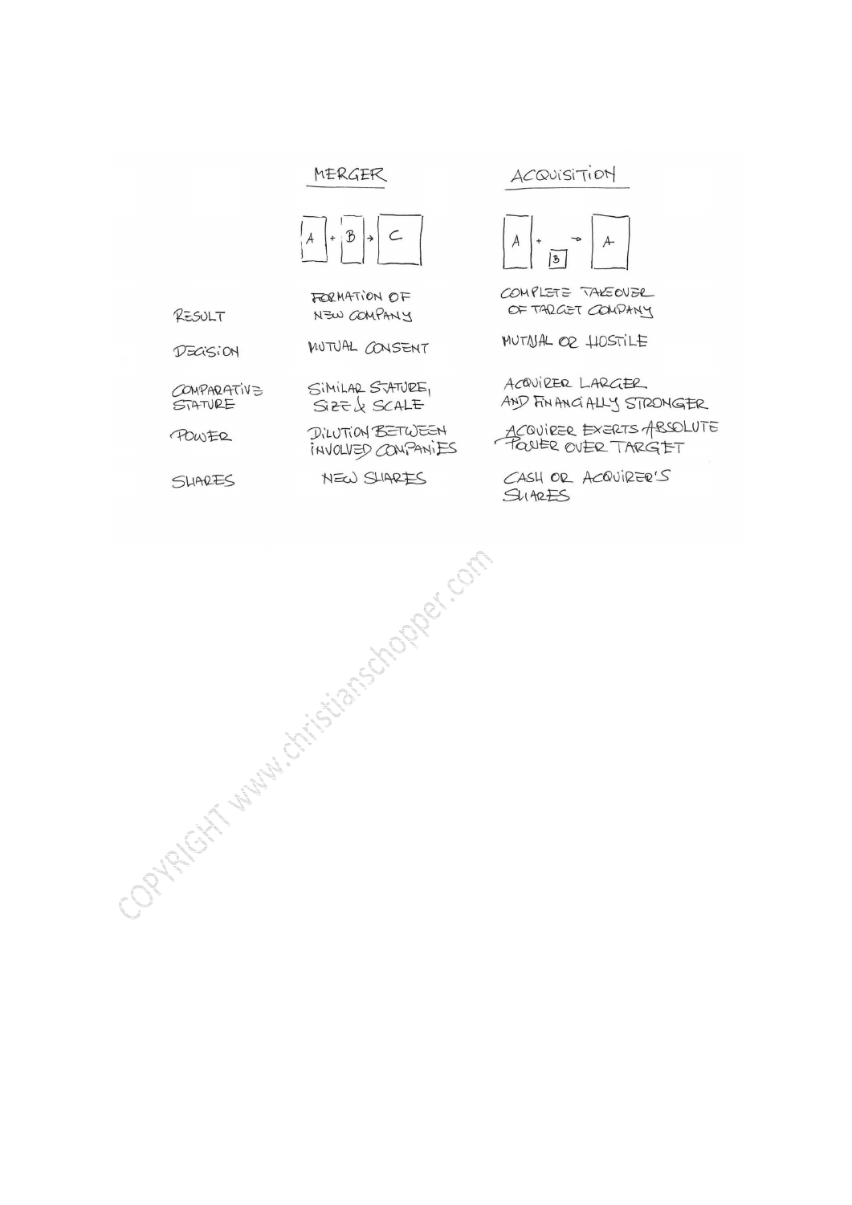| | MERGER | ACQUISITION |
| --- | --- | --- |
| | A + B → C | A + B → A |
| RESULT | FORMATION OF NEW COMPANY | COMPLETE TAKEOVER OF TARGET COMPANY |
| DECISION | MUTUAL CONSENT | MUTUAL OR HOSTILE |
| COMPARATIVE STATURE | SIMILAR STATURE, SIZE & SCALE | ACQUIRER LARGER AND FINANCIALLY STRONGER |
| POWER | DILUTION BETWEEN INVOLVED COMPANIES | ACQUIRER EXERTS ABSOLUTE POWER OVER TARGET |
| SHARES | NEW SHARES | CASH OR ACQUIRER'S SHARES |

COPYRIGHT www.christianschopper.com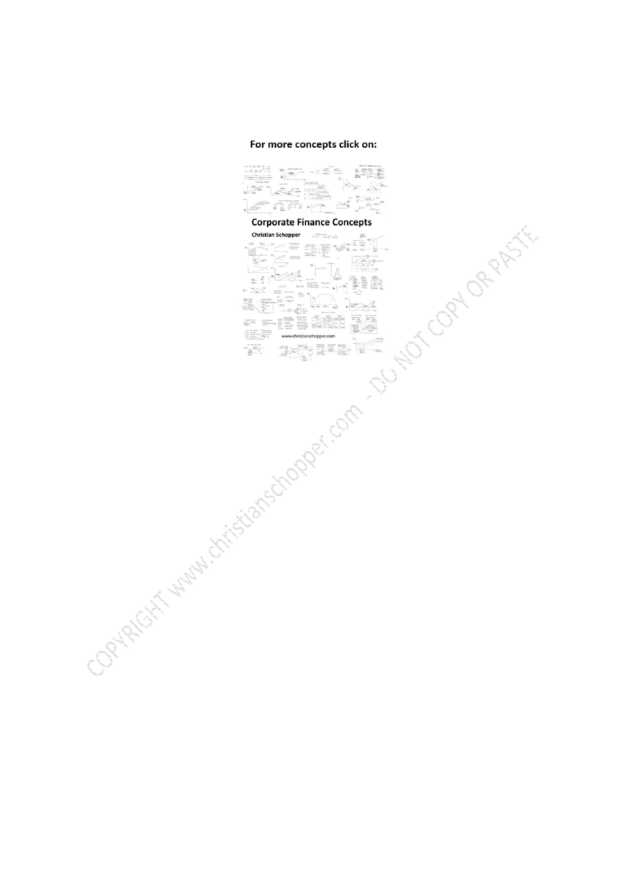**For more concepts click on:**

**Corporate Finance Concepts**

**Christian Schopper**

www.christianschopper.com